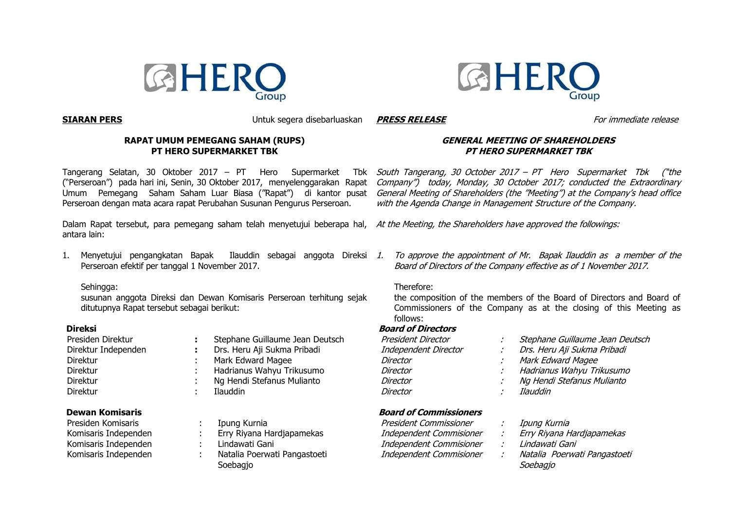**SIARAN PERS** Untuk segera disebarluaskan

## RAPAT UMUM PEMEGANG SAHAM (RUPS) PT HERO SUPERMARKET TBK

Tangerang Selatan, 30 Oktober 2017 – PT Hero Supermarket Tbk ("Perseroan") pada hari ini, Senin, 30 Oktober 2017, menyelenggarakan Rapat Umum Pemegang Saham Saham Luar Biasa ("Rapat") di kantor pusat Perseroan dengan mata acara rapat Perubahan Susunan Pengurus Perseroan.

Dalam Rapat tersebut, para pemegang saham telah menyetujui beberapa hal, antara lain:

1. Menyetujui pengangkatan Bapak Ilauddin sebagai anggota Direksi Perseroan efektif per tanggal 1 November 2017.

   Sehingga:
   susunan anggota Direksi dan Dewan Komisaris Perseroan terhitung sejak ditutupnya Rapat tersebut sebagai berikut:

**Direksi**

| | | |
|---|---|---|
| Presiden Direktur | : | Stephane Guillaume Jean Deutsch |
| Direktur Independen | : | Drs. Heru Aji Sukma Pribadi |
| Direktur | : | Mark Edward Magee |
| Direktur | : | Hadrianus Wahyu Trikusumo |
| Direktur | : | Ng Hendi Stefanus Mulianto |
| Direktur | : | Ilauddin |

**Dewan Komisaris**

| | | |
|---|---|---|
| Presiden Komisaris | : | Ipung Kurnia |
| Komisaris Independen | : | Erry Riyana Hardjapamekas |
| Komisaris Independen | : | Lindawati Gani |
| Komisaris Independen | : | Natalia Poerwati Pangastoeti Soebagjo |

***PRESS RELEASE*** *For immediate release*

## *GENERAL MEETING OF SHAREHOLDERS PT HERO SUPERMARKET TBK*

*South Tangerang, 30 October 2017 – PT Hero Supermarket Tbk ("the Company") today, Monday, 30 October 2017; conducted the Extraordinary General Meeting of Shareholders (the "Meeting") at the Company's head office with the Agenda Change in Management Structure of the Company.*

*At the Meeting, the Shareholders have approved the followings:*

1. *To approve the appointment of Mr. Bapak Ilauddin as a member of the Board of Directors of the Company effective as of 1 November 2017.*

   Therefore:
   the composition of the members of the Board of Directors and Board of Commissioners of the Company as at the closing of this Meeting as follows:

***Board of Directors***

| | | |
|---|---|---|
| *President Director* | : | *Stephane Guillaume Jean Deutsch* |
| *Independent Director* | : | *Drs. Heru Aji Sukma Pribadi* |
| *Director* | : | *Mark Edward Magee* |
| *Director* | : | *Hadrianus Wahyu Trikusumo* |
| *Director* | : | *Ng Hendi Stefanus Mulianto* |
| *Director* | : | *Ilauddin* |

***Board of Commissioners***

| | | |
|---|---|---|
| *President Commissioner* | : | *Ipung Kurnia* |
| *Independent Commisioner* | : | *Erry Riyana Hardjapamekas* |
| *Independent Commisioner* | : | *Lindawati Gani* |
| *Independent Commisioner* | : | *Natalia Poerwati Pangastoeti Soebagjo* |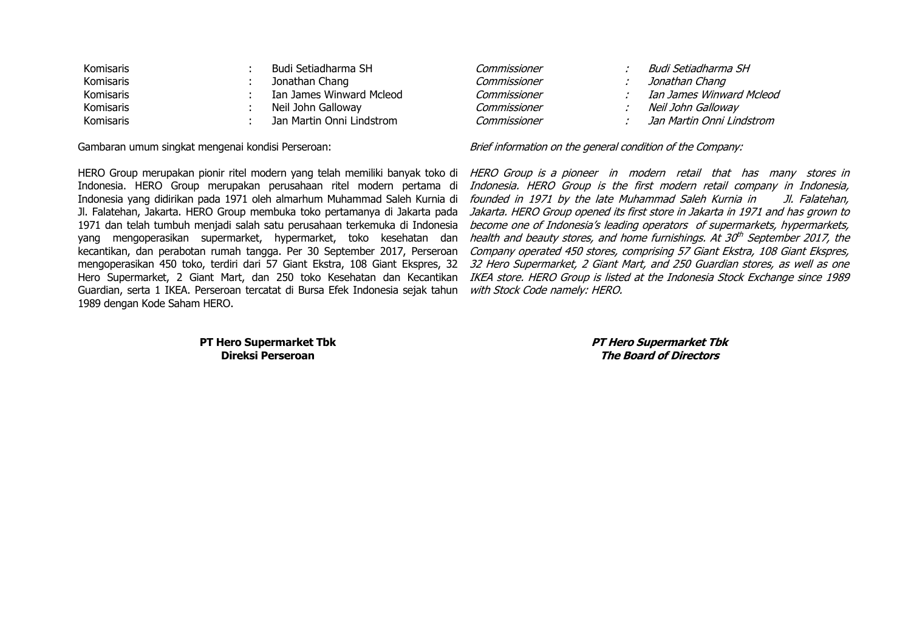| | | |
|---|---|---|
| Komisaris | : | Budi Setiadharma SH |
| Komisaris | : | Jonathan Chang |
| Komisaris | : | Ian James Winward Mcleod |
| Komisaris | : | Neil John Galloway |
| Komisaris | : | Jan Martin Onni Lindstrom |

Gambaran umum singkat mengenai kondisi Perseroan:

HERO Group merupakan pionir ritel modern yang telah memiliki banyak toko di Indonesia. HERO Group merupakan perusahaan ritel modern pertama di Indonesia yang didirikan pada 1971 oleh almarhum Muhammad Saleh Kurnia di Jl. Falatehan, Jakarta. HERO Group membuka toko pertamanya di Jakarta pada 1971 dan telah tumbuh menjadi salah satu perusahaan terkemuka di Indonesia yang mengoperasikan supermarket, hypermarket, toko kesehatan dan kecantikan, dan perabotan rumah tangga. Per 30 September 2017, Perseroan mengoperasikan 450 toko, terdiri dari 57 Giant Ekstra, 108 Giant Ekspres, 32 Hero Supermarket, 2 Giant Mart, dan 250 toko Kesehatan dan Kecantikan Guardian, serta 1 IKEA. Perseroan tercatat di Bursa Efek Indonesia sejak tahun 1989 dengan Kode Saham HERO.

**PT Hero Supermarket Tbk**
**Direksi Perseroan**

| | | |
|---|---|---|
| *Commissioner* | : | *Budi Setiadharma SH* |
| *Commissioner* | : | *Jonathan Chang* |
| *Commissioner* | : | *Ian James Winward Mcleod* |
| *Commissioner* | : | *Neil John Galloway* |
| *Commissioner* | : | *Jan Martin Onni Lindstrom* |

*Brief information on the general condition of the Company:*

*HERO Group is a pioneer in modern retail that has many stores in Indonesia. HERO Group is the first modern retail company in Indonesia, founded in 1971 by the late Muhammad Saleh Kurnia in Jl. Falatehan, Jakarta. HERO Group opened its first store in Jakarta in 1971 and has grown to become one of Indonesia's leading operators of supermarkets, hypermarkets, health and beauty stores, and home furnishings. At 30th September 2017, the Company operated 450 stores, comprising 57 Giant Ekstra, 108 Giant Ekspres, 32 Hero Supermarket, 2 Giant Mart, and 250 Guardian stores, as well as one IKEA store. HERO Group is listed at the Indonesia Stock Exchange since 1989 with Stock Code namely: HERO.*

***PT Hero Supermarket Tbk***
***The Board of Directors***